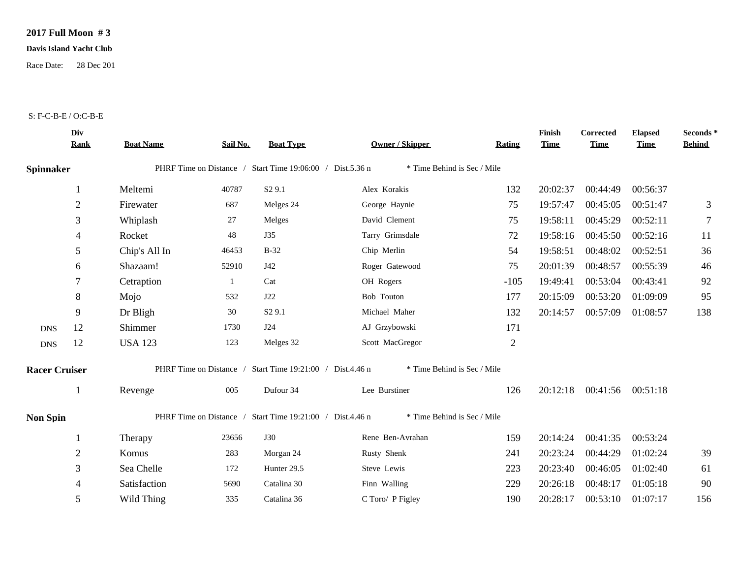**2017 Full Moon # 3**

**Davis Island Yacht Club**

Race Date: 28 Dec 201

S: F-C-B-E / O:C-B-E

| | Div Rank | Boat Name | Sail No. | Boat Type | Owner / Skipper | Rating | Finish Time | Corrected Time | Elapsed Time | Seconds * Behind |
|---|---|---|---|---|---|---|---|---|---|---|
| **Spinnaker** | | PHRF Time on Distance / Start Time 19:06:00 / Dist.5.36 n | | | * Time Behind is Sec / Mile | | | | | |
| | 1 | Meltemi | 40787 | S2 9.1 | Alex Korakis | 132 | 20:02:37 | 00:44:49 | 00:56:37 | |
| | 2 | Firewater | 687 | Melges 24 | George Haynie | 75 | 19:57:47 | 00:45:05 | 00:51:47 | 3 |
| | 3 | Whiplash | 27 | Melges | David Clement | 75 | 19:58:11 | 00:45:29 | 00:52:11 | 7 |
| | 4 | Rocket | 48 | J35 | Tarry Grimsdale | 72 | 19:58:16 | 00:45:50 | 00:52:16 | 11 |
| | 5 | Chip's All In | 46453 | B-32 | Chip Merlin | 54 | 19:58:51 | 00:48:02 | 00:52:51 | 36 |
| | 6 | Shazaam! | 52910 | J42 | Roger Gatewood | 75 | 20:01:39 | 00:48:57 | 00:55:39 | 46 |
| | 7 | Cetraption | 1 | Cat | OH Rogers | -105 | 19:49:41 | 00:53:04 | 00:43:41 | 92 |
| | 8 | Mojo | 532 | J22 | Bob Touton | 177 | 20:15:09 | 00:53:20 | 01:09:09 | 95 |
| | 9 | Dr Bligh | 30 | S2 9.1 | Michael Maher | 132 | 20:14:57 | 00:57:09 | 01:08:57 | 138 |
| DNS | 12 | Shimmer | 1730 | J24 | AJ Grzybowski | 171 | | | | |
| DNS | 12 | USA 123 | 123 | Melges 32 | Scott MacGregor | 2 | | | | |
| **Racer Cruiser** | | PHRF Time on Distance / Start Time 19:21:00 / Dist.4.46 n | | | * Time Behind is Sec / Mile | | | | | |
| | 1 | Revenge | 005 | Dufour 34 | Lee Burstiner | 126 | 20:12:18 | 00:41:56 | 00:51:18 | |
| **Non Spin** | | PHRF Time on Distance / Start Time 19:21:00 / Dist.4.46 n | | | * Time Behind is Sec / Mile | | | | | |
| | 1 | Therapy | 23656 | J30 | Rene Ben-Avrahan | 159 | 20:14:24 | 00:41:35 | 00:53:24 | |
| | 2 | Komus | 283 | Morgan 24 | Rusty Shenk | 241 | 20:23:24 | 00:44:29 | 01:02:24 | 39 |
| | 3 | Sea Chelle | 172 | Hunter 29.5 | Steve Lewis | 223 | 20:23:40 | 00:46:05 | 01:02:40 | 61 |
| | 4 | Satisfaction | 5690 | Catalina 30 | Finn Walling | 229 | 20:26:18 | 00:48:17 | 01:05:18 | 90 |
| | 5 | Wild Thing | 335 | Catalina 36 | C Toro/ P Figley | 190 | 20:28:17 | 00:53:10 | 01:07:17 | 156 |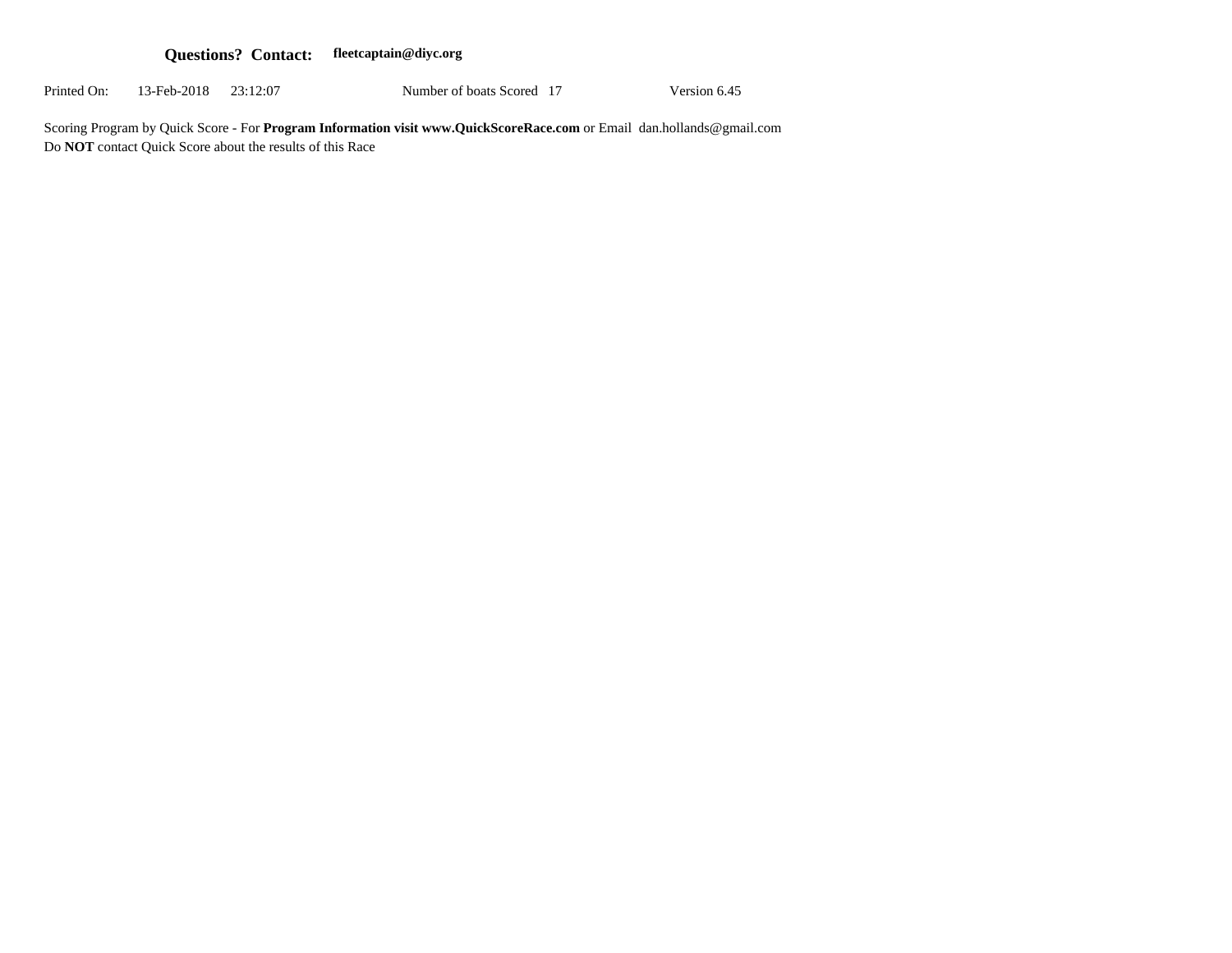**Questions? Contact:** **fleetcaptain@diyc.org**

Printed On: 13-Feb-2018 23:12:07 Number of boats Scored 17 Version 6.45

Scoring Program by Quick Score - For **Program Information visit www.QuickScoreRace.com** or Email dan.hollands@gmail.com
Do **NOT** contact Quick Score about the results of this Race